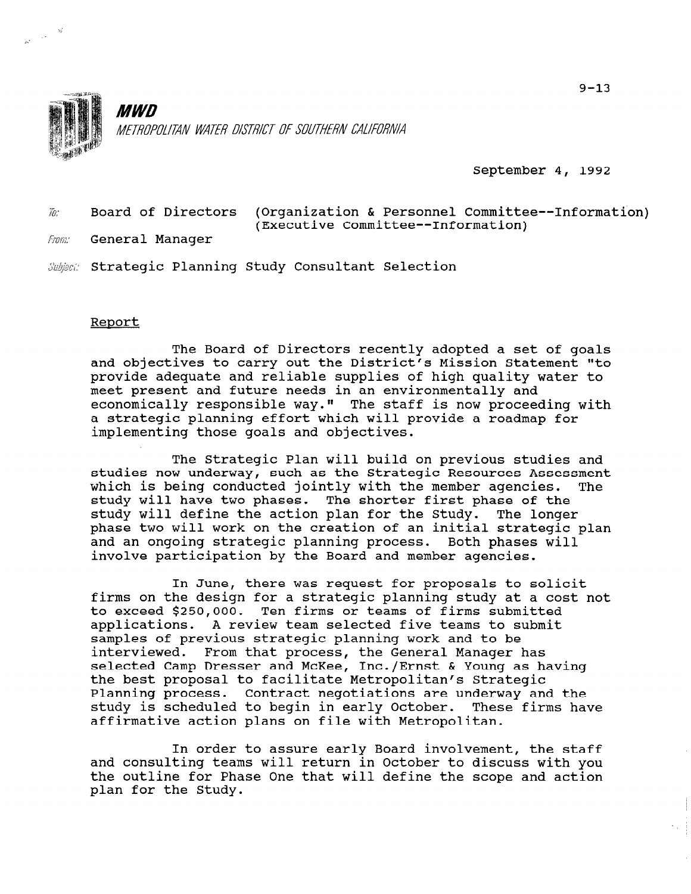9-13

**MWD**

*METROPOLITAN WATER DISTRICT OF SOUTHERN CALIFORNIA*

September 4, 1992

To: Board of Directors (Organization & Personnel Committee--Information) (Executive Committee--Information)

From: General Manager

Subject: Strategic Planning Study Consultant Selection

## Report

The Board of Directors recently adopted a set of goals and objectives to carry out the District's Mission Statement "to provide adequate and reliable supplies of high quality water to meet present and future needs in an environmentally and economically responsible way." The staff is now proceeding with a strategic planning effort which will provide a roadmap for implementing those goals and objectives.

The Strategic Plan will build on previous studies and studies now underway, such as the Strategic Resources Assessment which is being conducted jointly with the member agencies. The study will have two phases. The shorter first phase of the study will define the action plan for the Study. The longer phase two will work on the creation of an initial strategic plan and an ongoing strategic planning process. Both phases will involve participation by the Board and member agencies.

In June, there was request for proposals to solicit firms on the design for a strategic planning study at a cost not to exceed $250,000. Ten firms or teams of firms submitted applications. A review team selected five teams to submit samples of previous strategic planning work and to be interviewed. From that process, the General Manager has selected Camp Dresser and McKee, Inc./Ernst & Young as having the best proposal to facilitate Metropolitan's Strategic Planning process. Contract negotiations are underway and the study is scheduled to begin in early October. These firms have affirmative action plans on file with Metropolitan.

In order to assure early Board involvement, the staff and consulting teams will return in October to discuss with you the outline for Phase One that will define the scope and action plan for the Study.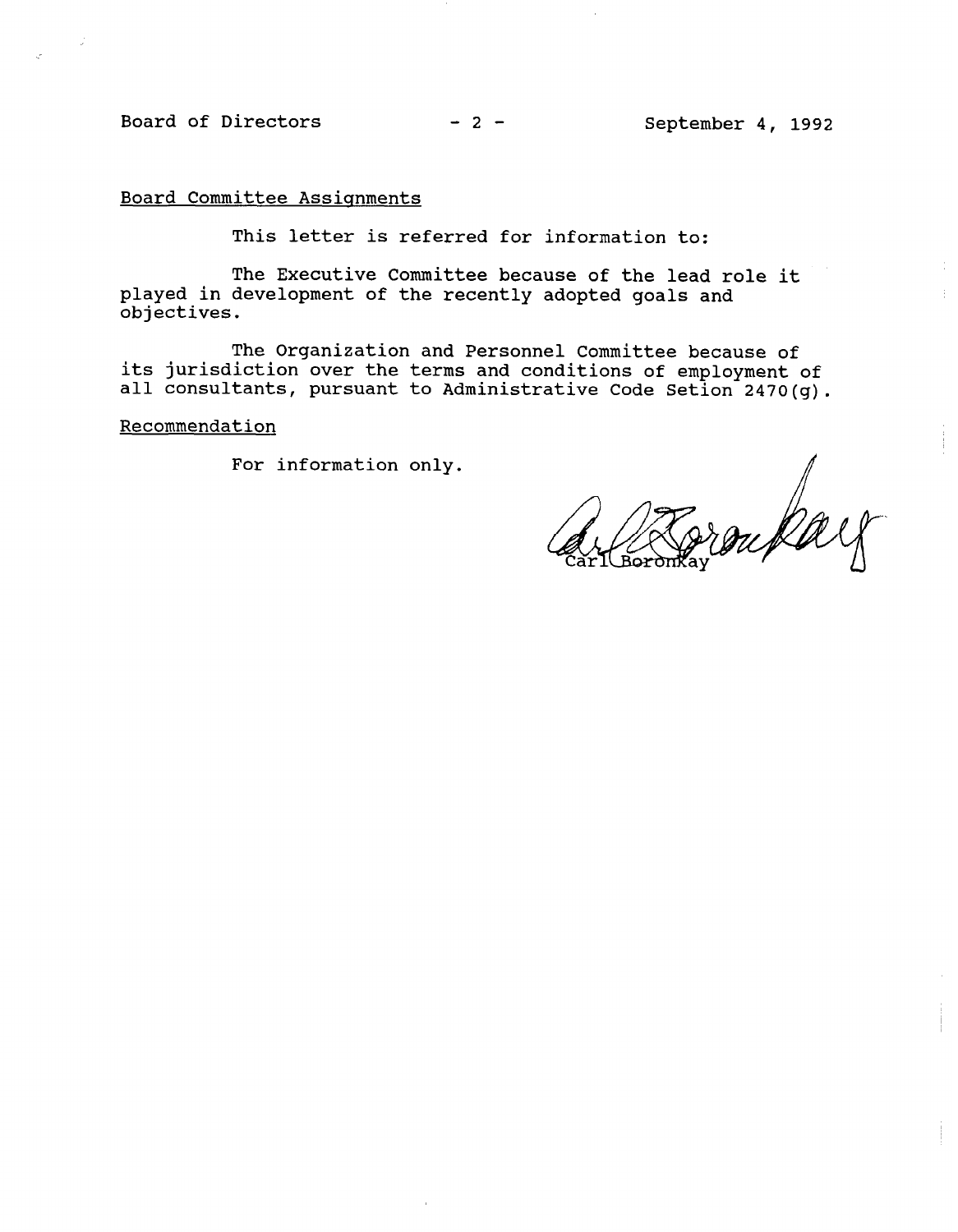Board Committee Assignments

This letter is referred for information to:

The Executive Committee because of the lead role it played in development of the recently adopted goals and objectives.

The Organization and Personnel Committee because of its jurisdiction over the terms and conditions of employment of all consultants, pursuant to Administrative Code Setion 2470(g).

Recommendation

For information only.

Carl Boronkay